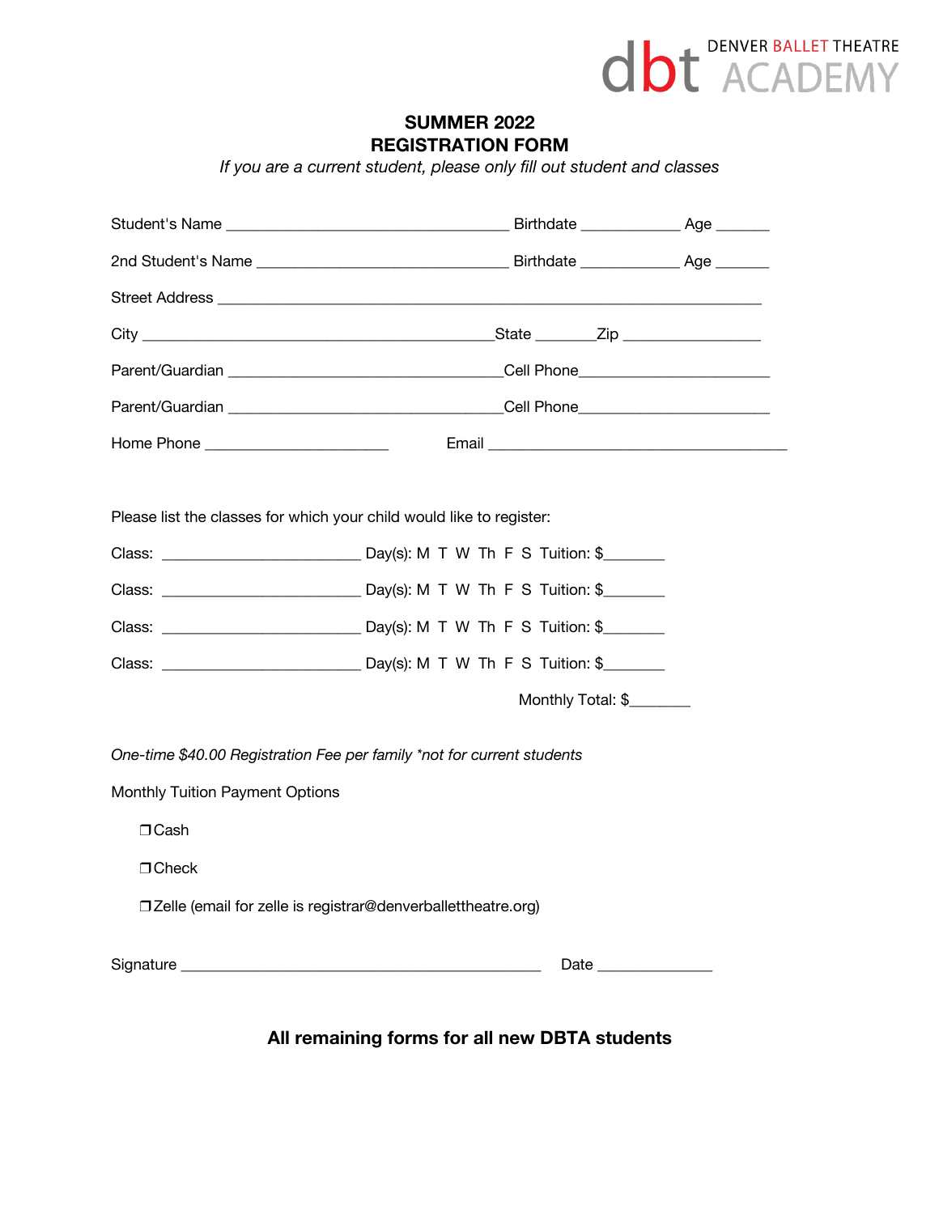dbt DENVER BALLET THEATRE ACADEMY

# SUMMER 2022
# REGISTRATION FORM

*If you are a current student, please only fill out student and classes*

Student's Name ___________________________________ Birthdate ____________ Age _______

2nd Student's Name _______________________________ Birthdate ____________ Age _______

Street Address ____________________________________________________________________

City ____________________________________________State _______Zip ________________

Parent/Guardian __________________________________Cell Phone______________________

Parent/Guardian __________________________________Cell Phone______________________

Home Phone ______________________ Email ____________________________________

Please list the classes for which your child would like to register:

Class: ________________________ Day(s): M T W Th F S Tuition: $_______

Class: ________________________ Day(s): M T W Th F S Tuition: $_______

Class: ________________________ Day(s): M T W Th F S Tuition: $_______

Class: ________________________ Day(s): M T W Th F S Tuition: $_______

Monthly Total: $_______

*One-time $40.00 Registration Fee per family *not for current students*

Monthly Tuition Payment Options

- ❐ Cash
- ❐ Check
- ❐ Zelle (email for zelle is registrar@denverballettheatre.org)

Signature ____________________________________________ Date ______________

**All remaining forms for all new DBTA students**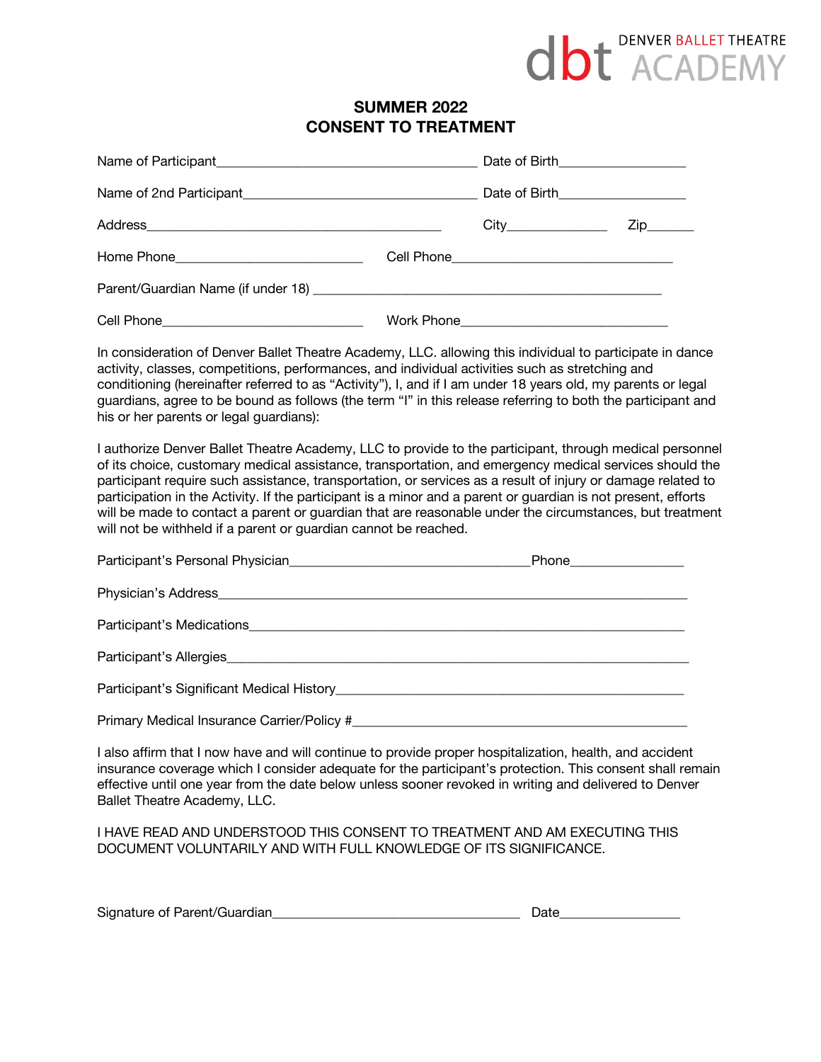DENVER BALLET THEATRE ACADEMY

# SUMMER 2022
# CONSENT TO TREATMENT

Name of Participant_____________________________________ Date of Birth__________________

Name of 2nd Participant_________________________________ Date of Birth__________________

Address_________________________________________ City______________ Zip_______

Home Phone___________________________ Cell Phone________________________________

Parent/Guardian Name (if under 18) ___________________________________________________

Cell Phone_____________________________ Work Phone______________________________

In consideration of Denver Ballet Theatre Academy, LLC. allowing this individual to participate in dance activity, classes, competitions, performances, and individual activities such as stretching and conditioning (hereinafter referred to as "Activity"), I, and if I am under 18 years old, my parents or legal guardians, agree to be bound as follows (the term "I" in this release referring to both the participant and his or her parents or legal guardians):

I authorize Denver Ballet Theatre Academy, LLC to provide to the participant, through medical personnel of its choice, customary medical assistance, transportation, and emergency medical services should the participant require such assistance, transportation, or services as a result of injury or damage related to participation in the Activity. If the participant is a minor and a parent or guardian is not present, efforts will be made to contact a parent or guardian that are reasonable under the circumstances, but treatment will not be withheld if a parent or guardian cannot be reached.

Participant's Personal Physician___________________________________Phone________________

Physician's Address____________________________________________________________________

Participant's Medications________________________________________________________________

Participant's Allergies__________________________________________________________________

Participant's Significant Medical History_________________________________________________

Primary Medical Insurance Carrier/Policy #_______________________________________________

I also affirm that I now have and will continue to provide proper hospitalization, health, and accident insurance coverage which I consider adequate for the participant's protection. This consent shall remain effective until one year from the date below unless sooner revoked in writing and delivered to Denver Ballet Theatre Academy, LLC.

I HAVE READ AND UNDERSTOOD THIS CONSENT TO TREATMENT AND AM EXECUTING THIS DOCUMENT VOLUNTARILY AND WITH FULL KNOWLEDGE OF ITS SIGNIFICANCE.

Signature of Parent/Guardian____________________________________ Date_________________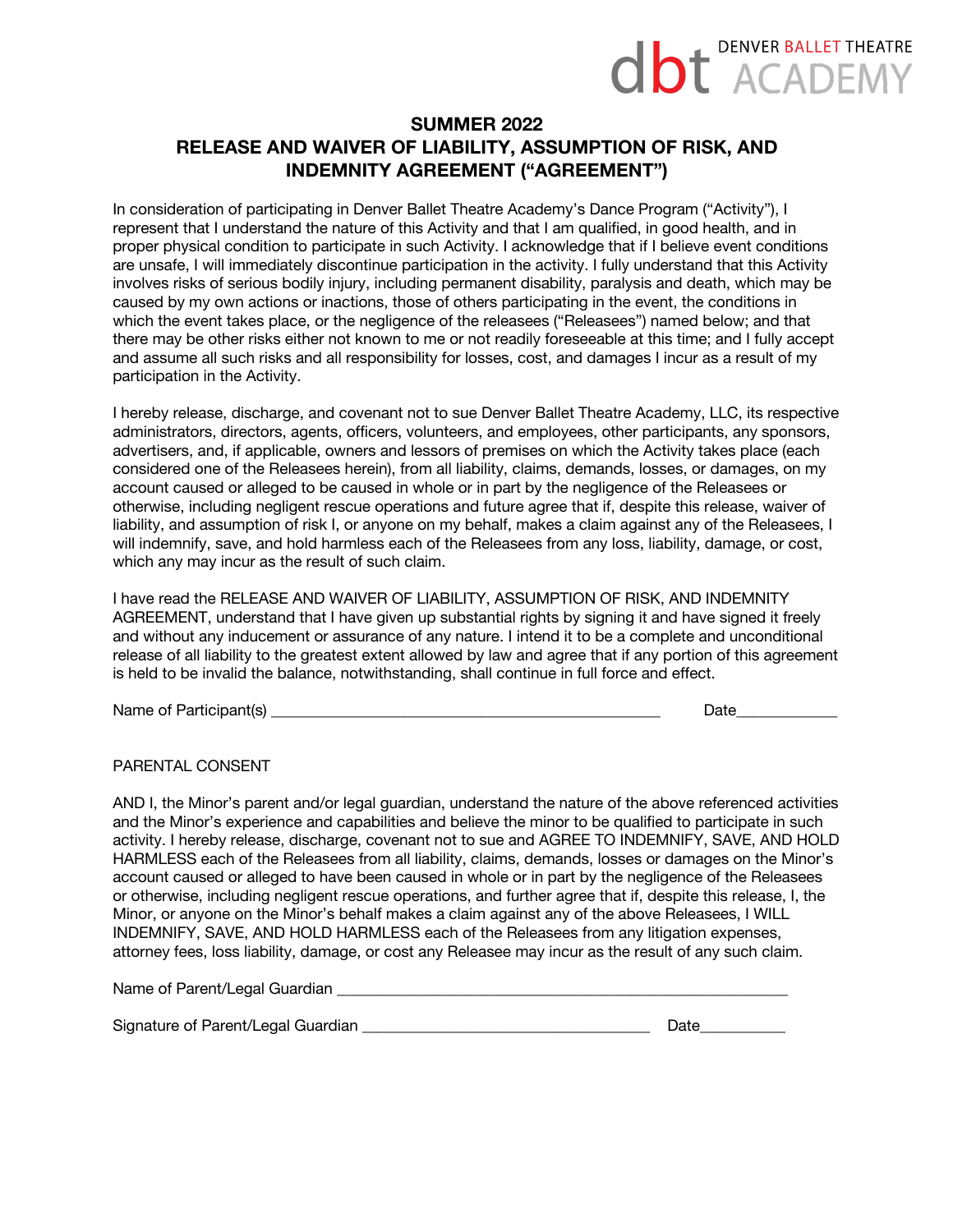dbt DENVER BALLET THEATRE ACADEMY

## SUMMER 2022

## RELEASE AND WAIVER OF LIABILITY, ASSUMPTION OF RISK, AND INDEMNITY AGREEMENT (“AGREEMENT”)

In consideration of participating in Denver Ballet Theatre Academy’s Dance Program (“Activity”), I represent that I understand the nature of this Activity and that I am qualified, in good health, and in proper physical condition to participate in such Activity. I acknowledge that if I believe event conditions are unsafe, I will immediately discontinue participation in the activity. I fully understand that this Activity involves risks of serious bodily injury, including permanent disability, paralysis and death, which may be caused by my own actions or inactions, those of others participating in the event, the conditions in which the event takes place, or the negligence of the releasees (“Releasees”) named below; and that there may be other risks either not known to me or not readily foreseeable at this time; and I fully accept and assume all such risks and all responsibility for losses, cost, and damages I incur as a result of my participation in the Activity.

I hereby release, discharge, and covenant not to sue Denver Ballet Theatre Academy, LLC, its respective administrators, directors, agents, officers, volunteers, and employees, other participants, any sponsors, advertisers, and, if applicable, owners and lessors of premises on which the Activity takes place (each considered one of the Releasees herein), from all liability, claims, demands, losses, or damages, on my account caused or alleged to be caused in whole or in part by the negligence of the Releasees or otherwise, including negligent rescue operations and future agree that if, despite this release, waiver of liability, and assumption of risk I, or anyone on my behalf, makes a claim against any of the Releasees, I will indemnify, save, and hold harmless each of the Releasees from any loss, liability, damage, or cost, which any may incur as the result of such claim.

I have read the RELEASE AND WAIVER OF LIABILITY, ASSUMPTION OF RISK, AND INDEMNITY AGREEMENT, understand that I have given up substantial rights by signing it and have signed it freely and without any inducement or assurance of any nature. I intend it to be a complete and unconditional release of all liability to the greatest extent allowed by law and agree that if any portion of this agreement is held to be invalid the balance, notwithstanding, shall continue in full force and effect.

Name of Participant(s) ________________________________________________ Date____________

PARENTAL CONSENT

AND I, the Minor’s parent and/or legal guardian, understand the nature of the above referenced activities and the Minor’s experience and capabilities and believe the minor to be qualified to participate in such activity. I hereby release, discharge, covenant not to sue and AGREE TO INDEMNIFY, SAVE, AND HOLD HARMLESS each of the Releasees from all liability, claims, demands, losses or damages on the Minor’s account caused or alleged to have been caused in whole or in part by the negligence of the Releasees or otherwise, including negligent rescue operations, and further agree that if, despite this release, I, the Minor, or anyone on the Minor’s behalf makes a claim against any of the above Releasees, I WILL INDEMNIFY, SAVE, AND HOLD HARMLESS each of the Releasees from any litigation expenses, attorney fees, loss liability, damage, or cost any Releasee may incur as the result of any such claim.

Name of Parent/Legal Guardian _______________________________________________________

Signature of Parent/Legal Guardian ___________________________________ Date___________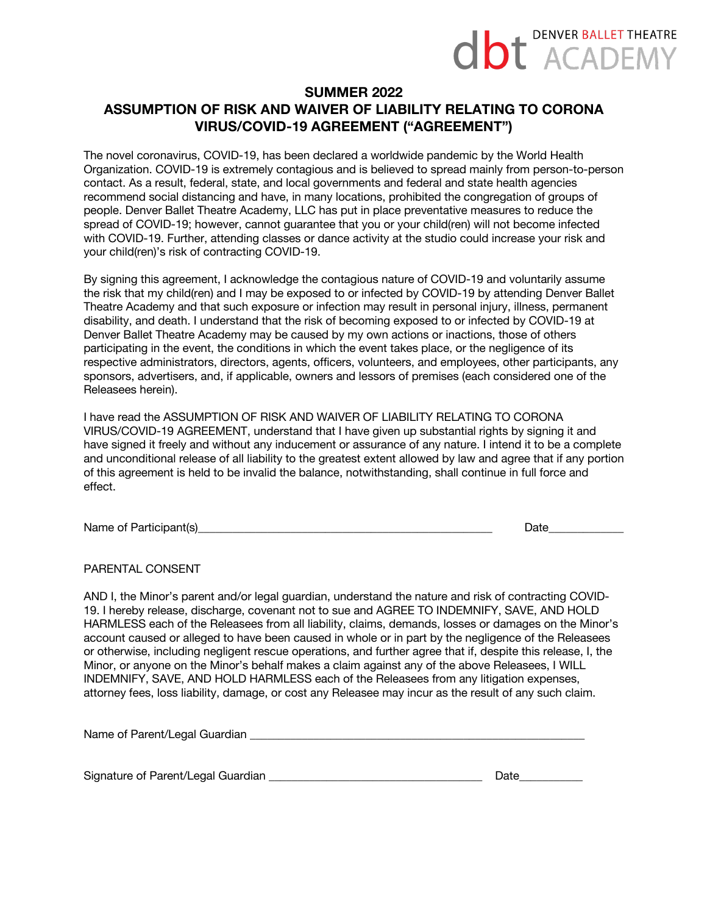dbt DENVER BALLET THEATRE ACADEMY

## SUMMER 2022

## ASSUMPTION OF RISK AND WAIVER OF LIABILITY RELATING TO CORONA VIRUS/COVID-19 AGREEMENT ("AGREEMENT")

The novel coronavirus, COVID-19, has been declared a worldwide pandemic by the World Health Organization. COVID-19 is extremely contagious and is believed to spread mainly from person-to-person contact. As a result, federal, state, and local governments and federal and state health agencies recommend social distancing and have, in many locations, prohibited the congregation of groups of people. Denver Ballet Theatre Academy, LLC has put in place preventative measures to reduce the spread of COVID-19; however, cannot guarantee that you or your child(ren) will not become infected with COVID-19. Further, attending classes or dance activity at the studio could increase your risk and your child(ren)'s risk of contracting COVID-19.

By signing this agreement, I acknowledge the contagious nature of COVID-19 and voluntarily assume the risk that my child(ren) and I may be exposed to or infected by COVID-19 by attending Denver Ballet Theatre Academy and that such exposure or infection may result in personal injury, illness, permanent disability, and death. I understand that the risk of becoming exposed to or infected by COVID-19 at Denver Ballet Theatre Academy may be caused by my own actions or inactions, those of others participating in the event, the conditions in which the event takes place, or the negligence of its respective administrators, directors, agents, officers, volunteers, and employees, other participants, any sponsors, advertisers, and, if applicable, owners and lessors of premises (each considered one of the Releasees herein).

I have read the ASSUMPTION OF RISK AND WAIVER OF LIABILITY RELATING TO CORONA VIRUS/COVID-19 AGREEMENT, understand that I have given up substantial rights by signing it and have signed it freely and without any inducement or assurance of any nature. I intend it to be a complete and unconditional release of all liability to the greatest extent allowed by law and agree that if any portion of this agreement is held to be invalid the balance, notwithstanding, shall continue in full force and effect.

Name of Participant(s)\_\_\_\_\_\_\_\_\_\_\_\_\_\_\_\_\_\_\_\_\_\_\_\_\_\_\_\_\_\_\_\_\_\_\_\_\_\_\_\_ Date\_\_\_\_\_\_\_\_\_\_\_\_

PARENTAL CONSENT

AND I, the Minor's parent and/or legal guardian, understand the nature and risk of contracting COVID-19. I hereby release, discharge, covenant not to sue and AGREE TO INDEMNIFY, SAVE, AND HOLD HARMLESS each of the Releasees from all liability, claims, demands, losses or damages on the Minor's account caused or alleged to have been caused in whole or in part by the negligence of the Releasees or otherwise, including negligent rescue operations, and further agree that if, despite this release, I, the Minor, or anyone on the Minor's behalf makes a claim against any of the above Releasees, I WILL INDEMNIFY, SAVE, AND HOLD HARMLESS each of the Releasees from any litigation expenses, attorney fees, loss liability, damage, or cost any Releasee may incur as the result of any such claim.

Name of Parent/Legal Guardian \_\_\_\_\_\_\_\_\_\_\_\_\_\_\_\_\_\_\_\_\_\_\_\_\_\_\_\_\_\_\_\_\_\_\_\_\_\_\_\_\_\_\_\_

Signature of Parent/Legal Guardian \_\_\_\_\_\_\_\_\_\_\_\_\_\_\_\_\_\_\_\_\_\_\_\_\_\_\_\_\_\_ Date\_\_\_\_\_\_\_\_\_\_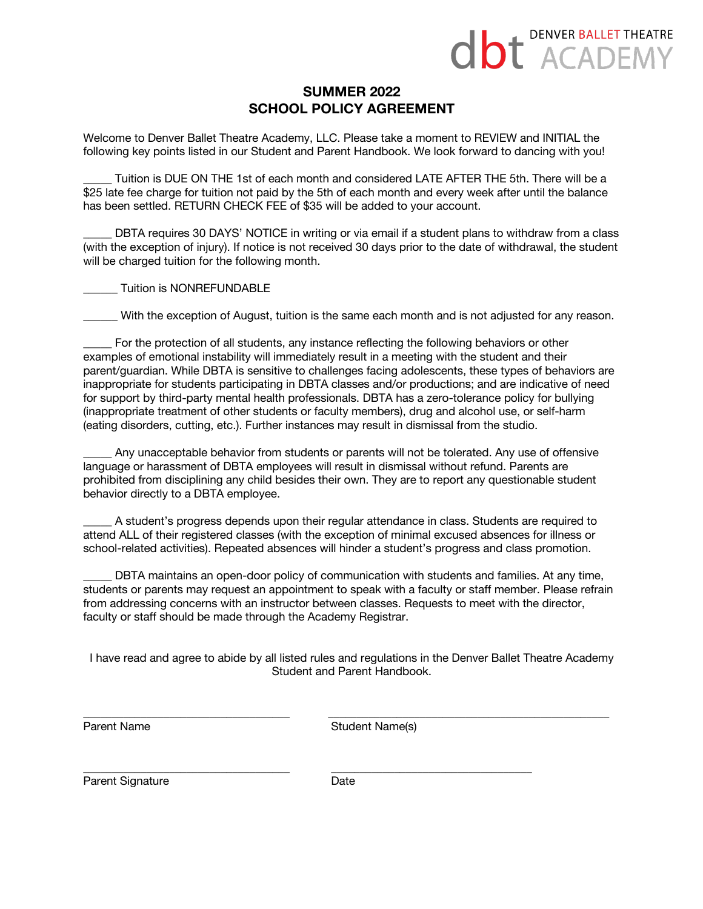DENVER BALLET THEATRE ACADEMY

## SUMMER 2022
## SCHOOL POLICY AGREEMENT

Welcome to Denver Ballet Theatre Academy, LLC. Please take a moment to REVIEW and INITIAL the following key points listed in our Student and Parent Handbook. We look forward to dancing with you!

_____ Tuition is DUE ON THE 1st of each month and considered LATE AFTER THE 5th. There will be a $25 late fee charge for tuition not paid by the 5th of each month and every week after until the balance has been settled. RETURN CHECK FEE of $35 will be added to your account.

_____ DBTA requires 30 DAYS' NOTICE in writing or via email if a student plans to withdraw from a class (with the exception of injury). If notice is not received 30 days prior to the date of withdrawal, the student will be charged tuition for the following month.

______ Tuition is NONREFUNDABLE

______ With the exception of August, tuition is the same each month and is not adjusted for any reason.

_____ For the protection of all students, any instance reflecting the following behaviors or other examples of emotional instability will immediately result in a meeting with the student and their parent/guardian. While DBTA is sensitive to challenges facing adolescents, these types of behaviors are inappropriate for students participating in DBTA classes and/or productions; and are indicative of need for support by third-party mental health professionals. DBTA has a zero-tolerance policy for bullying (inappropriate treatment of other students or faculty members), drug and alcohol use, or self-harm (eating disorders, cutting, etc.). Further instances may result in dismissal from the studio.

_____ Any unacceptable behavior from students or parents will not be tolerated. Any use of offensive language or harassment of DBTA employees will result in dismissal without refund. Parents are prohibited from disciplining any child besides their own. They are to report any questionable student behavior directly to a DBTA employee.

_____ A student's progress depends upon their regular attendance in class. Students are required to attend ALL of their registered classes (with the exception of minimal excused absences for illness or school-related activities). Repeated absences will hinder a student's progress and class promotion.

_____ DBTA maintains an open-door policy of communication with students and families. At any time, students or parents may request an appointment to speak with a faculty or staff member. Please refrain from addressing concerns with an instructor between classes. Requests to meet with the director, faculty or staff should be made through the Academy Registrar.

I have read and agree to abide by all listed rules and regulations in the Denver Ballet Theatre Academy Student and Parent Handbook.

______________________________ ______________________________

Parent Name Student Name(s)

______________________________ ______________________________

Parent Signature Date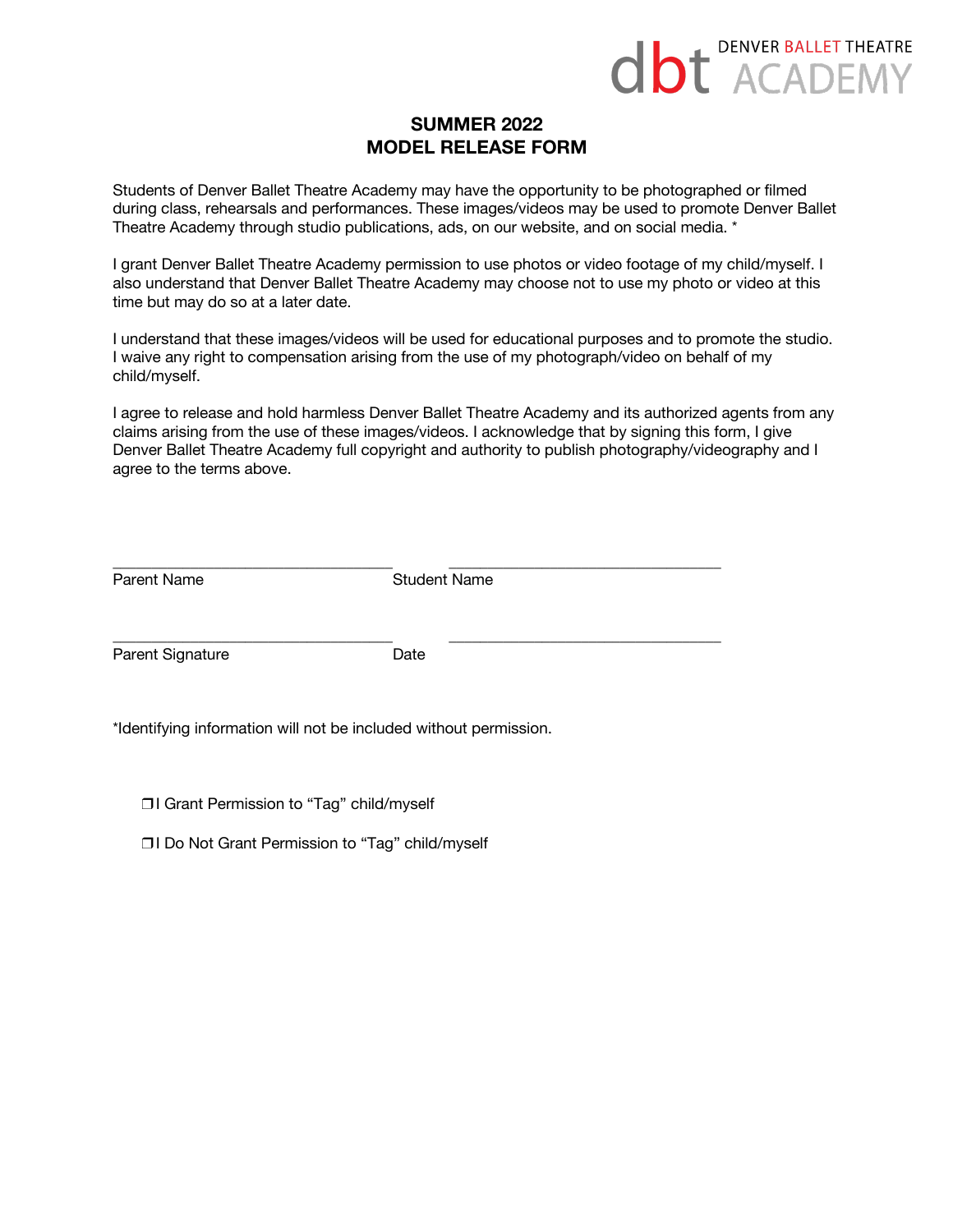dbt DENVER BALLET THEATRE ACADEMY

**SUMMER 2022**
**MODEL RELEASE FORM**

Students of Denver Ballet Theatre Academy may have the opportunity to be photographed or filmed during class, rehearsals and performances. These images/videos may be used to promote Denver Ballet Theatre Academy through studio publications, ads, on our website, and on social media. *

I grant Denver Ballet Theatre Academy permission to use photos or video footage of my child/myself. I also understand that Denver Ballet Theatre Academy may choose not to use my photo or video at this time but may do so at a later date.

I understand that these images/videos will be used for educational purposes and to promote the studio. I waive any right to compensation arising from the use of my photograph/video on behalf of my child/myself.

I agree to release and hold harmless Denver Ballet Theatre Academy and its authorized agents from any claims arising from the use of these images/videos. I acknowledge that by signing this form, I give Denver Ballet Theatre Academy full copyright and authority to publish photography/videography and I agree to the terms above.

\_\_\_\_\_\_\_\_\_\_\_\_\_\_\_\_\_\_\_\_\_\_\_\_\_\_\_\_\_\_\_\_\_\_ \_\_\_\_\_\_\_\_\_\_\_\_\_\_\_\_\_\_\_\_\_\_\_\_\_\_\_\_\_\_\_\_\_\_
Parent Name Student Name

\_\_\_\_\_\_\_\_\_\_\_\_\_\_\_\_\_\_\_\_\_\_\_\_\_\_\_\_\_\_\_\_\_\_ \_\_\_\_\_\_\_\_\_\_\_\_\_\_\_\_\_\_\_\_\_\_\_\_\_\_\_\_\_\_\_\_\_\_
Parent Signature Date

*Identifying information will not be included without permission.

❒ I Grant Permission to "Tag" child/myself

❒ I Do Not Grant Permission to "Tag" child/myself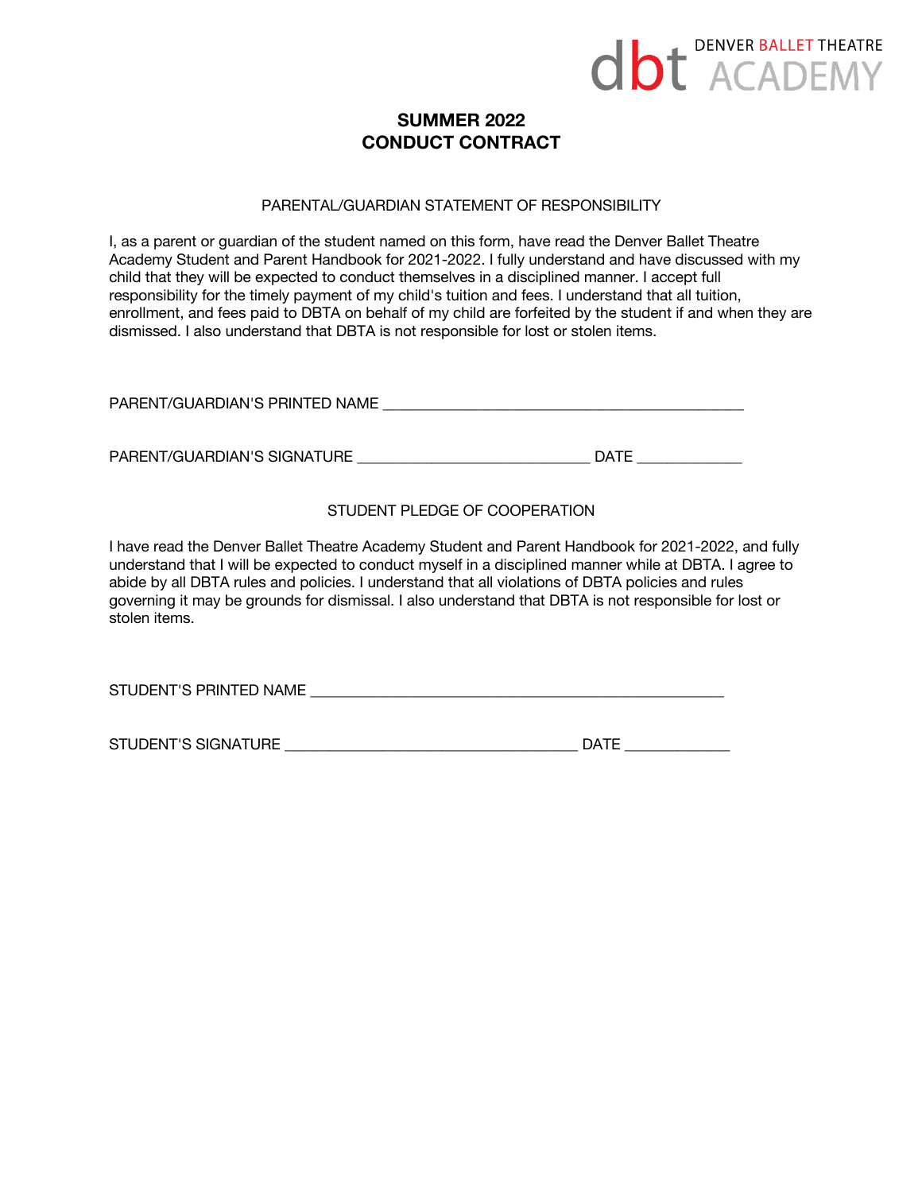dbt DENVER BALLET THEATRE ACADEMY

# SUMMER 2022
# CONDUCT CONTRACT

PARENTAL/GUARDIAN STATEMENT OF RESPONSIBILITY

I, as a parent or guardian of the student named on this form, have read the Denver Ballet Theatre Academy Student and Parent Handbook for 2021-2022. I fully understand and have discussed with my child that they will be expected to conduct themselves in a disciplined manner. I accept full responsibility for the timely payment of my child's tuition and fees. I understand that all tuition, enrollment, and fees paid to DBTA on behalf of my child are forfeited by the student if and when they are dismissed. I also understand that DBTA is not responsible for lost or stolen items.

PARENT/GUARDIAN'S PRINTED NAME ____________________________________________

PARENT/GUARDIAN'S SIGNATURE ____________________________ DATE _____________

STUDENT PLEDGE OF COOPERATION

I have read the Denver Ballet Theatre Academy Student and Parent Handbook for 2021-2022, and fully understand that I will be expected to conduct myself in a disciplined manner while at DBTA. I agree to abide by all DBTA rules and policies. I understand that all violations of DBTA policies and rules governing it may be grounds for dismissal. I also understand that DBTA is not responsible for lost or stolen items.

STUDENT'S PRINTED NAME __________________________________________________

STUDENT'S SIGNATURE ____________________________________ DATE _____________